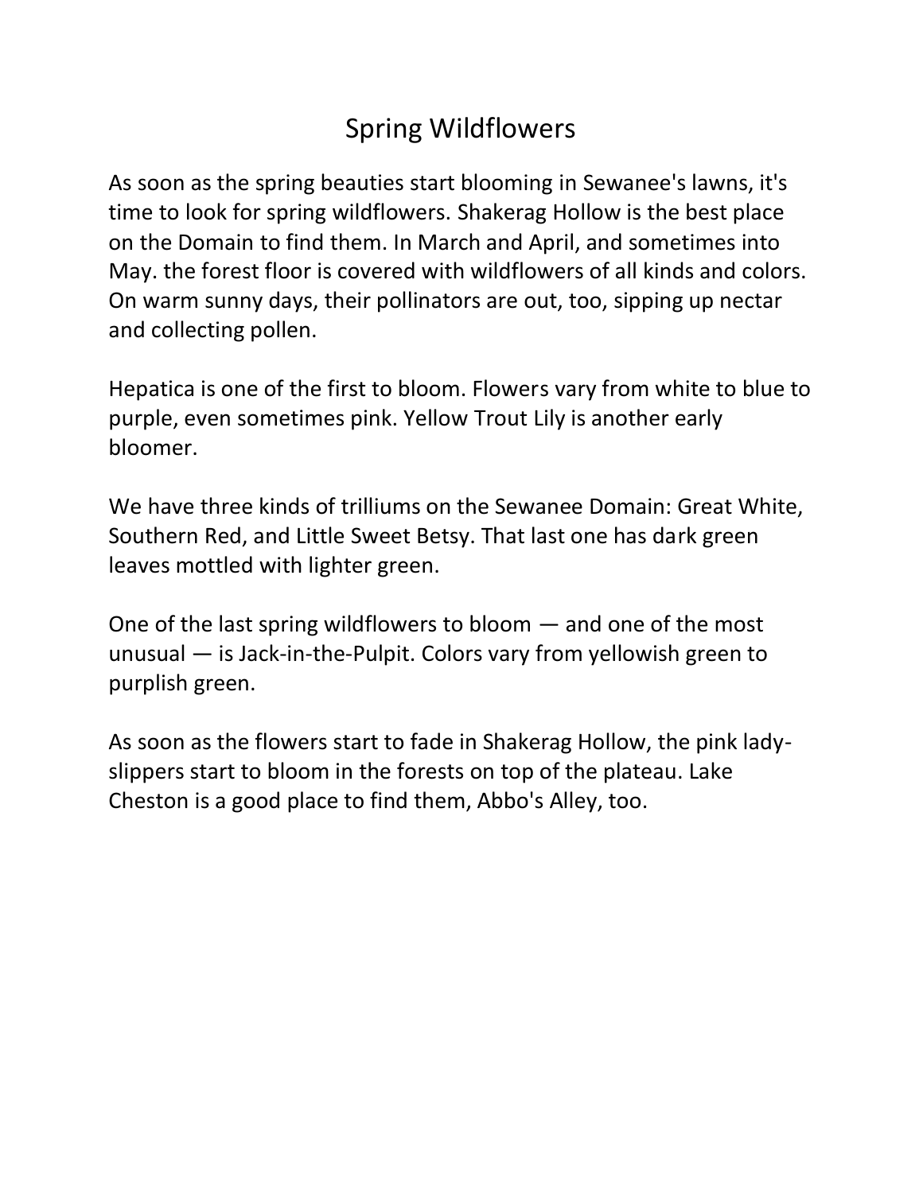# Spring Wildflowers

As soon as the spring beauties start blooming in Sewanee's lawns, it's time to look for spring wildflowers. Shakerag Hollow is the best place on the Domain to find them. In March and April, and sometimes into May. the forest floor is covered with wildflowers of all kinds and colors. On warm sunny days, their pollinators are out, too, sipping up nectar and collecting pollen.

Hepatica is one of the first to bloom. Flowers vary from white to blue to purple, even sometimes pink. Yellow Trout Lily is another early bloomer.

We have three kinds of trilliums on the Sewanee Domain: Great White, Southern Red, and Little Sweet Betsy. That last one has dark green leaves mottled with lighter green.

One of the last spring wildflowers to bloom — and one of the most unusual — is Jack-in-the-Pulpit. Colors vary from yellowish green to purplish green.

As soon as the flowers start to fade in Shakerag Hollow, the pink lady-slippers start to bloom in the forests on top of the plateau. Lake Cheston is a good place to find them, Abbo's Alley, too.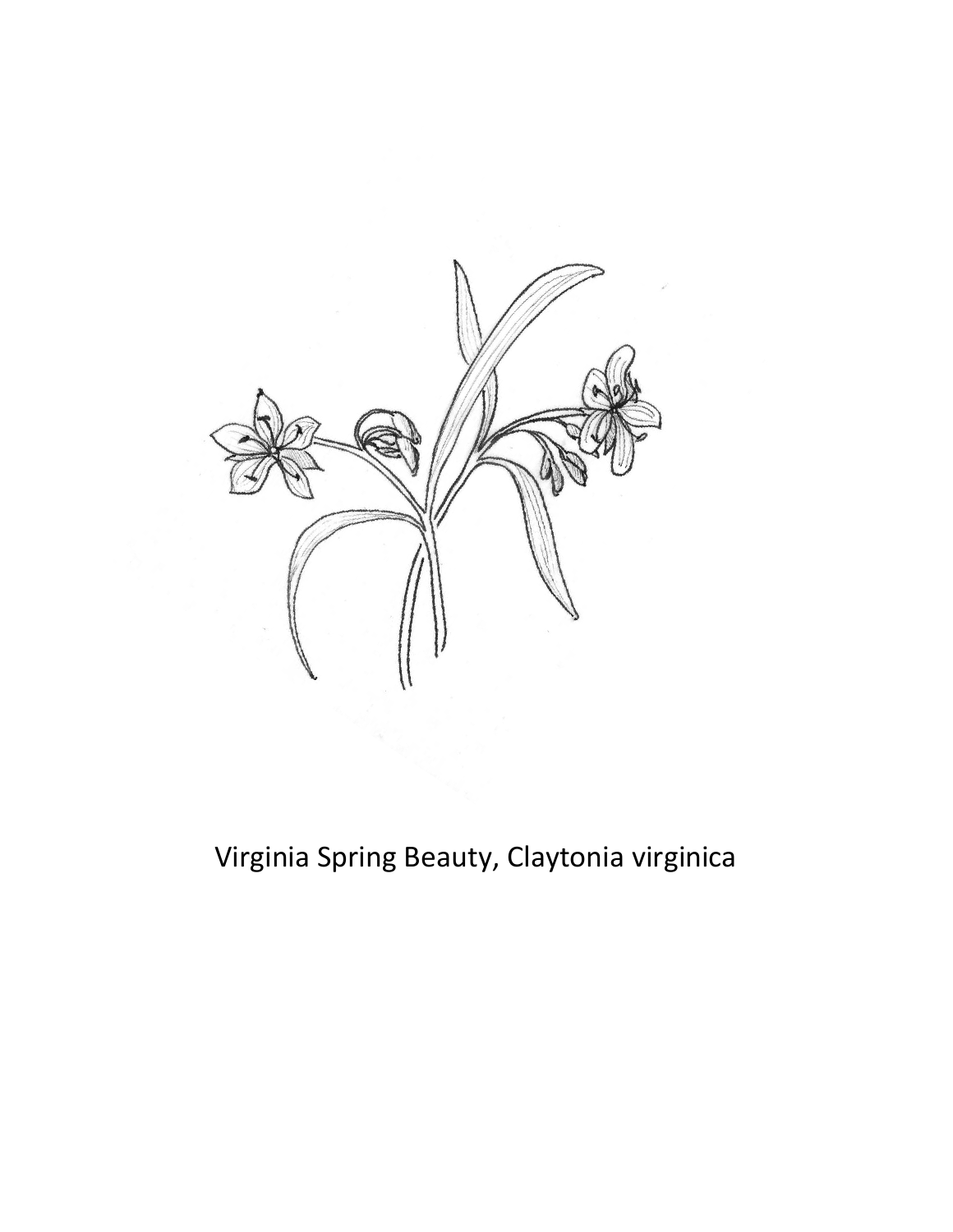Virginia Spring Beauty, Claytonia virginica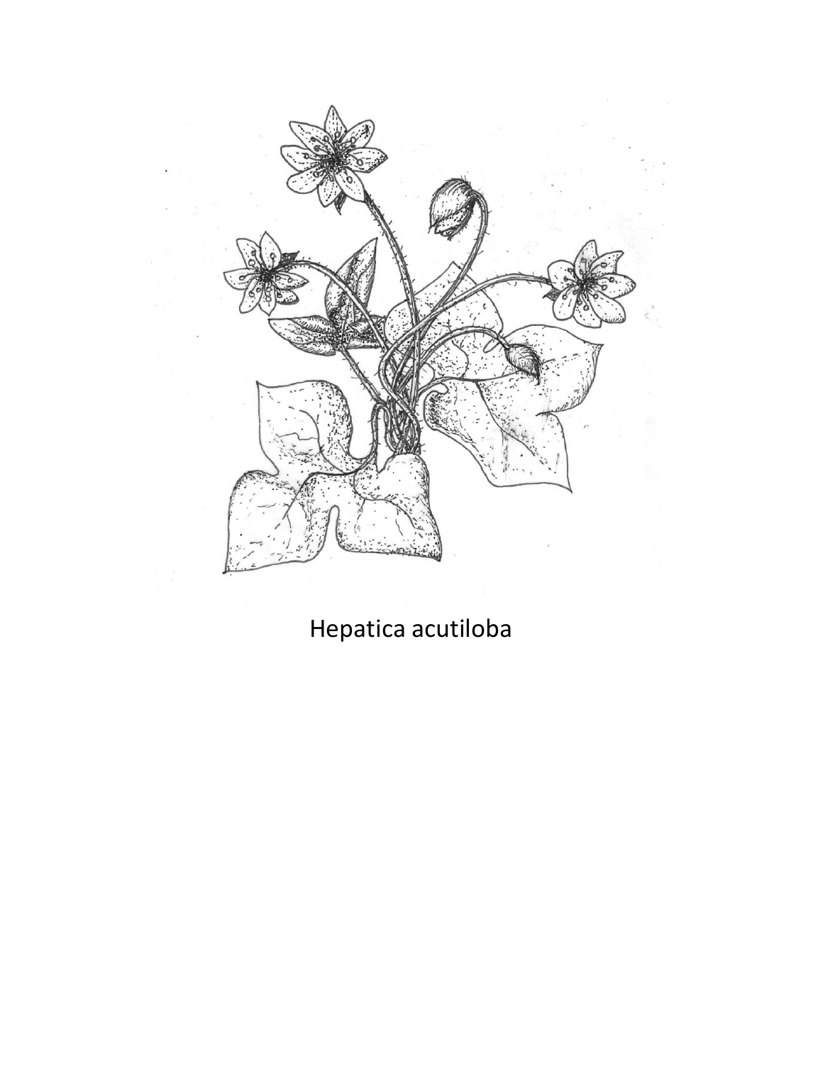Hepatica acutiloba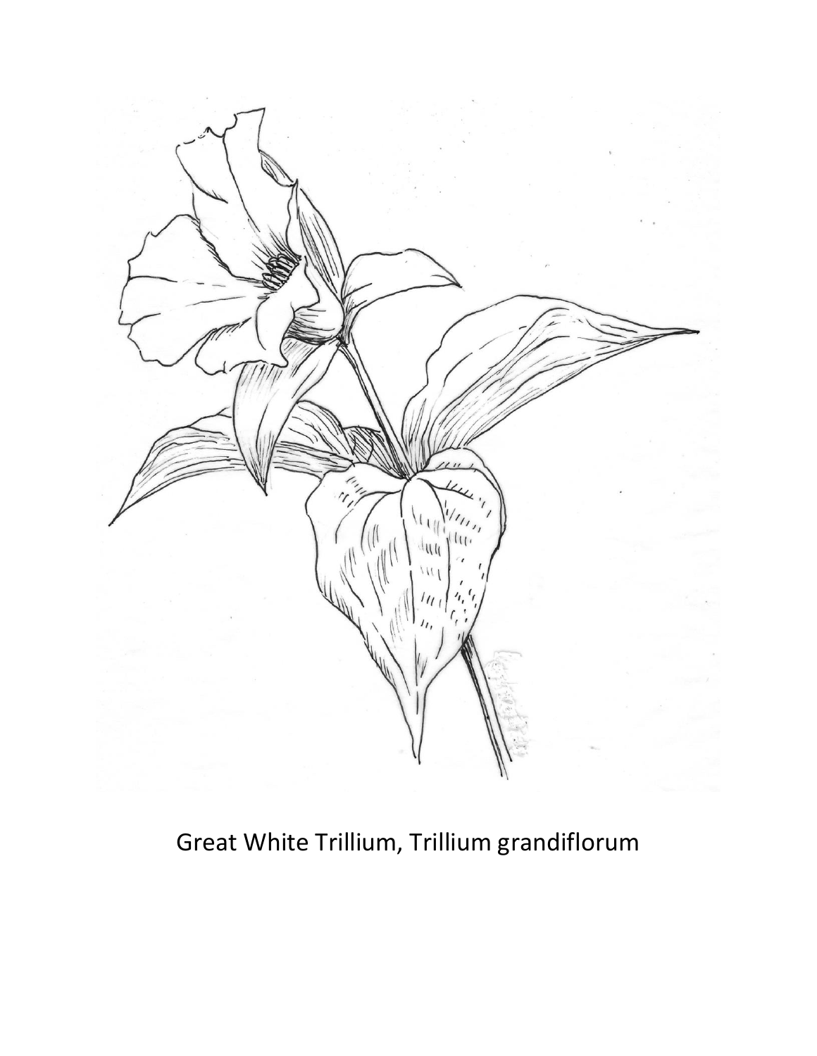Great White Trillium, Trillium grandiflorum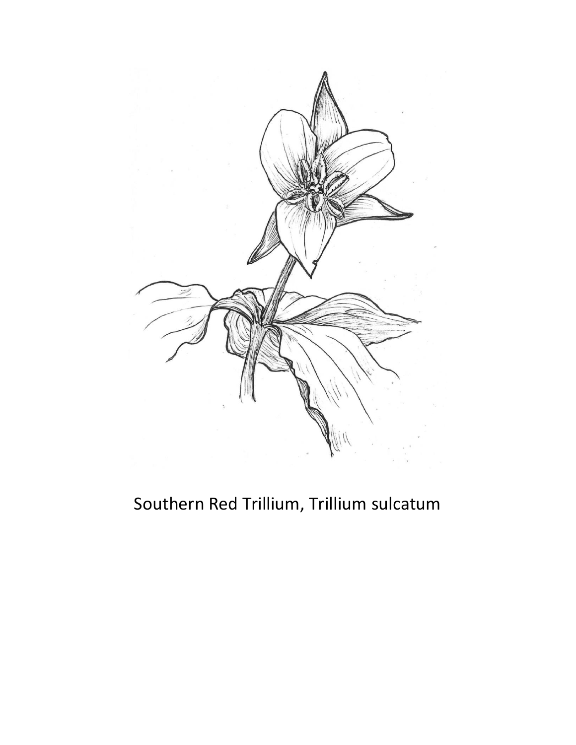Southern Red Trillium, Trillium sulcatum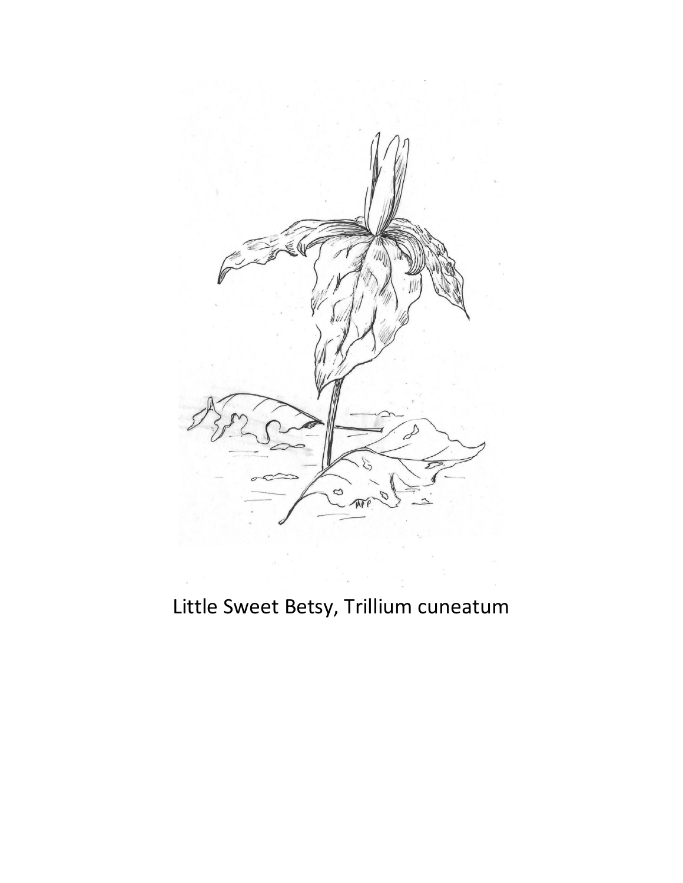Little Sweet Betsy, Trillium cuneatum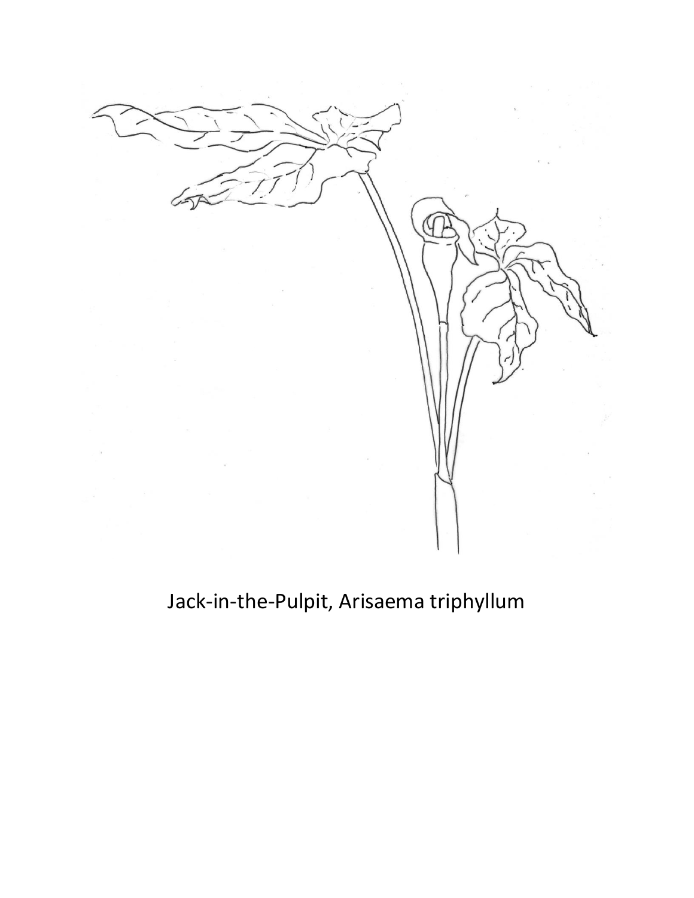Jack-in-the-Pulpit, Arisaema triphyllum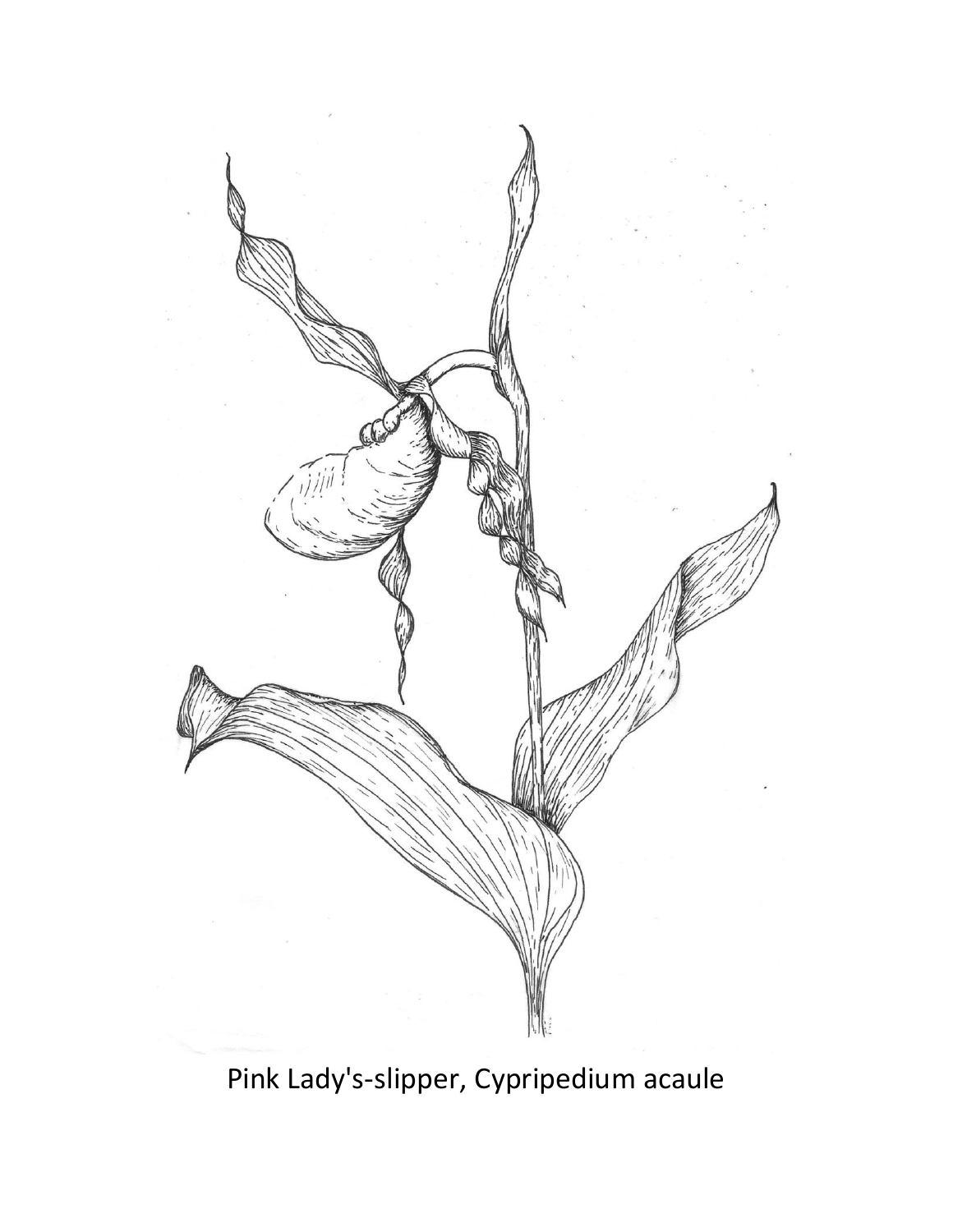Pink Lady's-slipper, Cypripedium acaule